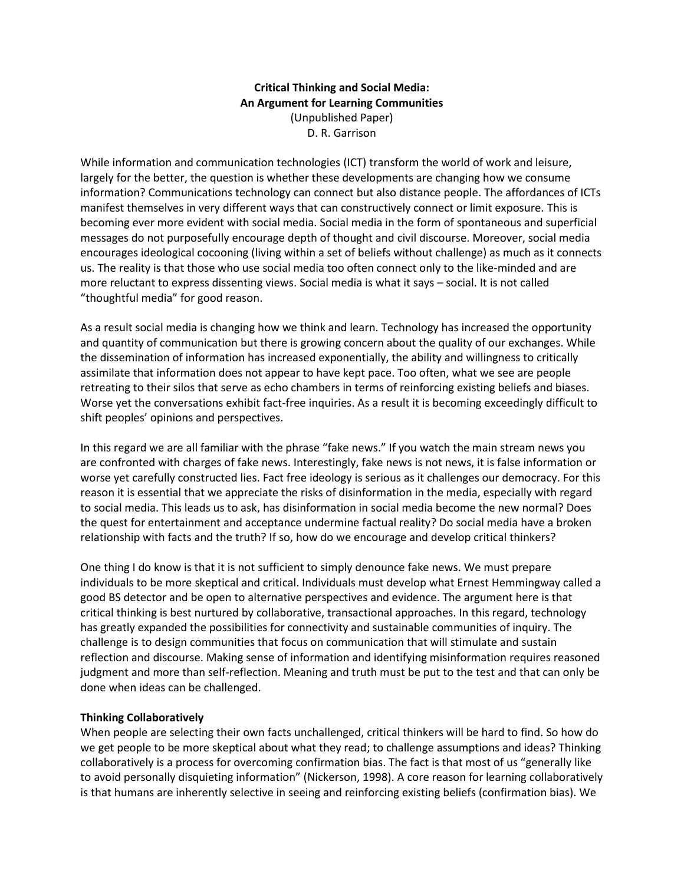**Critical Thinking and Social Media:**
**An Argument for Learning Communities**
(Unpublished Paper)
D. R. Garrison

While information and communication technologies (ICT) transform the world of work and leisure, largely for the better, the question is whether these developments are changing how we consume information? Communications technology can connect but also distance people. The affordances of ICTs manifest themselves in very different ways that can constructively connect or limit exposure. This is becoming ever more evident with social media. Social media in the form of spontaneous and superficial messages do not purposefully encourage depth of thought and civil discourse. Moreover, social media encourages ideological cocooning (living within a set of beliefs without challenge) as much as it connects us. The reality is that those who use social media too often connect only to the like-minded and are more reluctant to express dissenting views. Social media is what it says – social. It is not called "thoughtful media" for good reason.

As a result social media is changing how we think and learn. Technology has increased the opportunity and quantity of communication but there is growing concern about the quality of our exchanges. While the dissemination of information has increased exponentially, the ability and willingness to critically assimilate that information does not appear to have kept pace. Too often, what we see are people retreating to their silos that serve as echo chambers in terms of reinforcing existing beliefs and biases. Worse yet the conversations exhibit fact-free inquiries. As a result it is becoming exceedingly difficult to shift peoples' opinions and perspectives.

In this regard we are all familiar with the phrase "fake news." If you watch the main stream news you are confronted with charges of fake news. Interestingly, fake news is not news, it is false information or worse yet carefully constructed lies. Fact free ideology is serious as it challenges our democracy. For this reason it is essential that we appreciate the risks of disinformation in the media, especially with regard to social media. This leads us to ask, has disinformation in social media become the new normal? Does the quest for entertainment and acceptance undermine factual reality? Do social media have a broken relationship with facts and the truth? If so, how do we encourage and develop critical thinkers?

One thing I do know is that it is not sufficient to simply denounce fake news. We must prepare individuals to be more skeptical and critical. Individuals must develop what Ernest Hemmingway called a good BS detector and be open to alternative perspectives and evidence. The argument here is that critical thinking is best nurtured by collaborative, transactional approaches. In this regard, technology has greatly expanded the possibilities for connectivity and sustainable communities of inquiry. The challenge is to design communities that focus on communication that will stimulate and sustain reflection and discourse. Making sense of information and identifying misinformation requires reasoned judgment and more than self-reflection. Meaning and truth must be put to the test and that can only be done when ideas can be challenged.

## Thinking Collaboratively

When people are selecting their own facts unchallenged, critical thinkers will be hard to find. So how do we get people to be more skeptical about what they read; to challenge assumptions and ideas? Thinking collaboratively is a process for overcoming confirmation bias. The fact is that most of us "generally like to avoid personally disquieting information" (Nickerson, 1998). A core reason for learning collaboratively is that humans are inherently selective in seeing and reinforcing existing beliefs (confirmation bias). We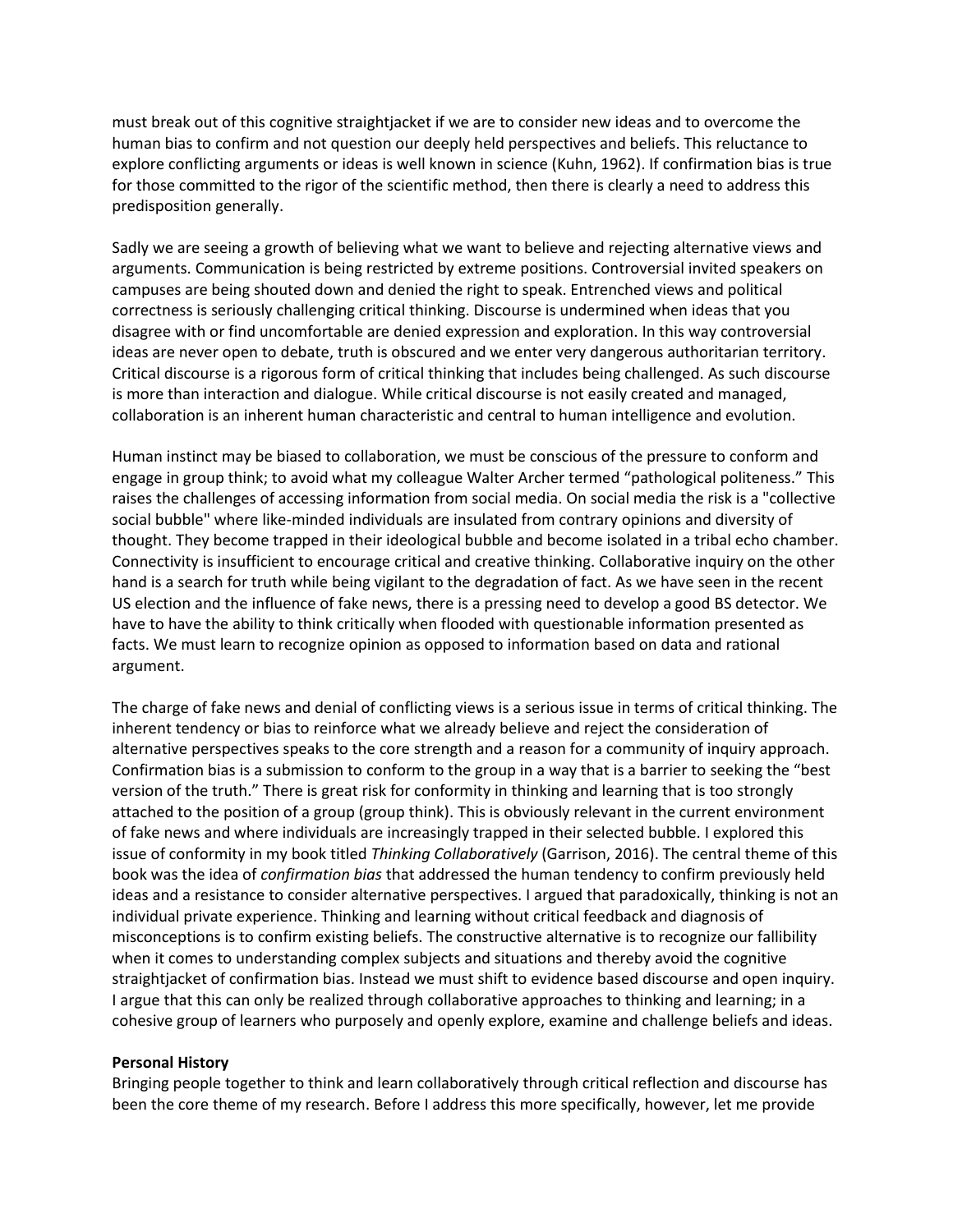must break out of this cognitive straightjacket if we are to consider new ideas and to overcome the human bias to confirm and not question our deeply held perspectives and beliefs. This reluctance to explore conflicting arguments or ideas is well known in science (Kuhn, 1962). If confirmation bias is true for those committed to the rigor of the scientific method, then there is clearly a need to address this predisposition generally.

Sadly we are seeing a growth of believing what we want to believe and rejecting alternative views and arguments. Communication is being restricted by extreme positions. Controversial invited speakers on campuses are being shouted down and denied the right to speak. Entrenched views and political correctness is seriously challenging critical thinking. Discourse is undermined when ideas that you disagree with or find uncomfortable are denied expression and exploration. In this way controversial ideas are never open to debate, truth is obscured and we enter very dangerous authoritarian territory. Critical discourse is a rigorous form of critical thinking that includes being challenged. As such discourse is more than interaction and dialogue. While critical discourse is not easily created and managed, collaboration is an inherent human characteristic and central to human intelligence and evolution.

Human instinct may be biased to collaboration, we must be conscious of the pressure to conform and engage in group think; to avoid what my colleague Walter Archer termed "pathological politeness." This raises the challenges of accessing information from social media. On social media the risk is a "collective social bubble" where like-minded individuals are insulated from contrary opinions and diversity of thought. They become trapped in their ideological bubble and become isolated in a tribal echo chamber. Connectivity is insufficient to encourage critical and creative thinking. Collaborative inquiry on the other hand is a search for truth while being vigilant to the degradation of fact. As we have seen in the recent US election and the influence of fake news, there is a pressing need to develop a good BS detector. We have to have the ability to think critically when flooded with questionable information presented as facts. We must learn to recognize opinion as opposed to information based on data and rational argument.

The charge of fake news and denial of conflicting views is a serious issue in terms of critical thinking. The inherent tendency or bias to reinforce what we already believe and reject the consideration of alternative perspectives speaks to the core strength and a reason for a community of inquiry approach. Confirmation bias is a submission to conform to the group in a way that is a barrier to seeking the "best version of the truth." There is great risk for conformity in thinking and learning that is too strongly attached to the position of a group (group think). This is obviously relevant in the current environment of fake news and where individuals are increasingly trapped in their selected bubble. I explored this issue of conformity in my book titled *Thinking Collaboratively* (Garrison, 2016). The central theme of this book was the idea of *confirmation bias* that addressed the human tendency to confirm previously held ideas and a resistance to consider alternative perspectives. I argued that paradoxically, thinking is not an individual private experience. Thinking and learning without critical feedback and diagnosis of misconceptions is to confirm existing beliefs. The constructive alternative is to recognize our fallibility when it comes to understanding complex subjects and situations and thereby avoid the cognitive straightjacket of confirmation bias. Instead we must shift to evidence based discourse and open inquiry. I argue that this can only be realized through collaborative approaches to thinking and learning; in a cohesive group of learners who purposely and openly explore, examine and challenge beliefs and ideas.

**Personal History**

Bringing people together to think and learn collaboratively through critical reflection and discourse has been the core theme of my research. Before I address this more specifically, however, let me provide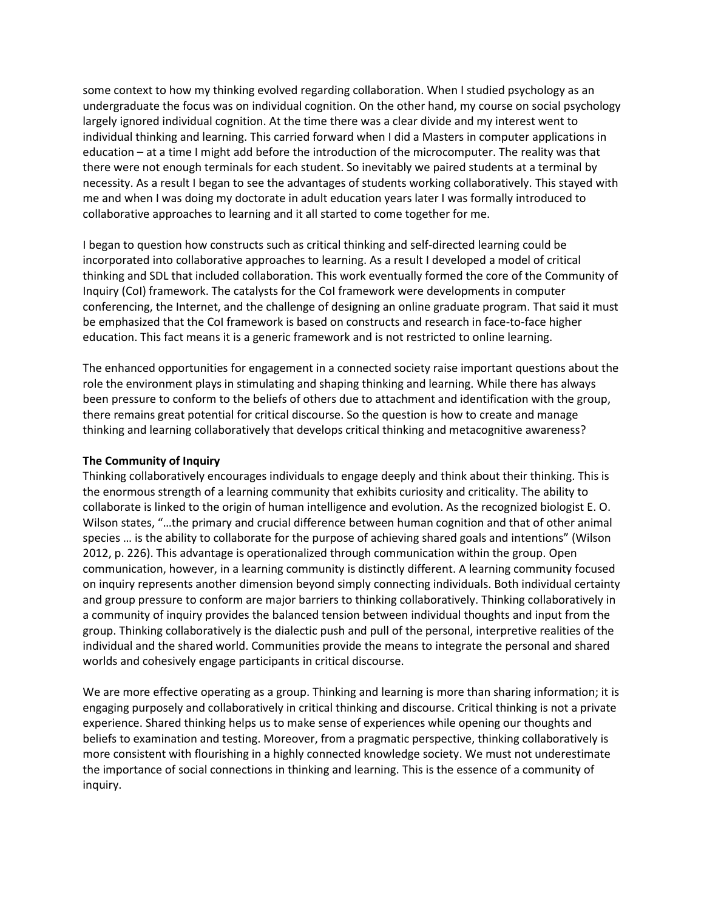some context to how my thinking evolved regarding collaboration. When I studied psychology as an undergraduate the focus was on individual cognition. On the other hand, my course on social psychology largely ignored individual cognition. At the time there was a clear divide and my interest went to individual thinking and learning. This carried forward when I did a Masters in computer applications in education – at a time I might add before the introduction of the microcomputer. The reality was that there were not enough terminals for each student. So inevitably we paired students at a terminal by necessity. As a result I began to see the advantages of students working collaboratively. This stayed with me and when I was doing my doctorate in adult education years later I was formally introduced to collaborative approaches to learning and it all started to come together for me.

I began to question how constructs such as critical thinking and self-directed learning could be incorporated into collaborative approaches to learning. As a result I developed a model of critical thinking and SDL that included collaboration. This work eventually formed the core of the Community of Inquiry (CoI) framework. The catalysts for the CoI framework were developments in computer conferencing, the Internet, and the challenge of designing an online graduate program. That said it must be emphasized that the CoI framework is based on constructs and research in face-to-face higher education. This fact means it is a generic framework and is not restricted to online learning.

The enhanced opportunities for engagement in a connected society raise important questions about the role the environment plays in stimulating and shaping thinking and learning. While there has always been pressure to conform to the beliefs of others due to attachment and identification with the group, there remains great potential for critical discourse. So the question is how to create and manage thinking and learning collaboratively that develops critical thinking and metacognitive awareness?

**The Community of Inquiry**

Thinking collaboratively encourages individuals to engage deeply and think about their thinking. This is the enormous strength of a learning community that exhibits curiosity and criticality. The ability to collaborate is linked to the origin of human intelligence and evolution. As the recognized biologist E. O. Wilson states, "…the primary and crucial difference between human cognition and that of other animal species … is the ability to collaborate for the purpose of achieving shared goals and intentions" (Wilson 2012, p. 226). This advantage is operationalized through communication within the group. Open communication, however, in a learning community is distinctly different. A learning community focused on inquiry represents another dimension beyond simply connecting individuals. Both individual certainty and group pressure to conform are major barriers to thinking collaboratively. Thinking collaboratively in a community of inquiry provides the balanced tension between individual thoughts and input from the group. Thinking collaboratively is the dialectic push and pull of the personal, interpretive realities of the individual and the shared world. Communities provide the means to integrate the personal and shared worlds and cohesively engage participants in critical discourse.

We are more effective operating as a group. Thinking and learning is more than sharing information; it is engaging purposely and collaboratively in critical thinking and discourse. Critical thinking is not a private experience. Shared thinking helps us to make sense of experiences while opening our thoughts and beliefs to examination and testing. Moreover, from a pragmatic perspective, thinking collaboratively is more consistent with flourishing in a highly connected knowledge society. We must not underestimate the importance of social connections in thinking and learning. This is the essence of a community of inquiry.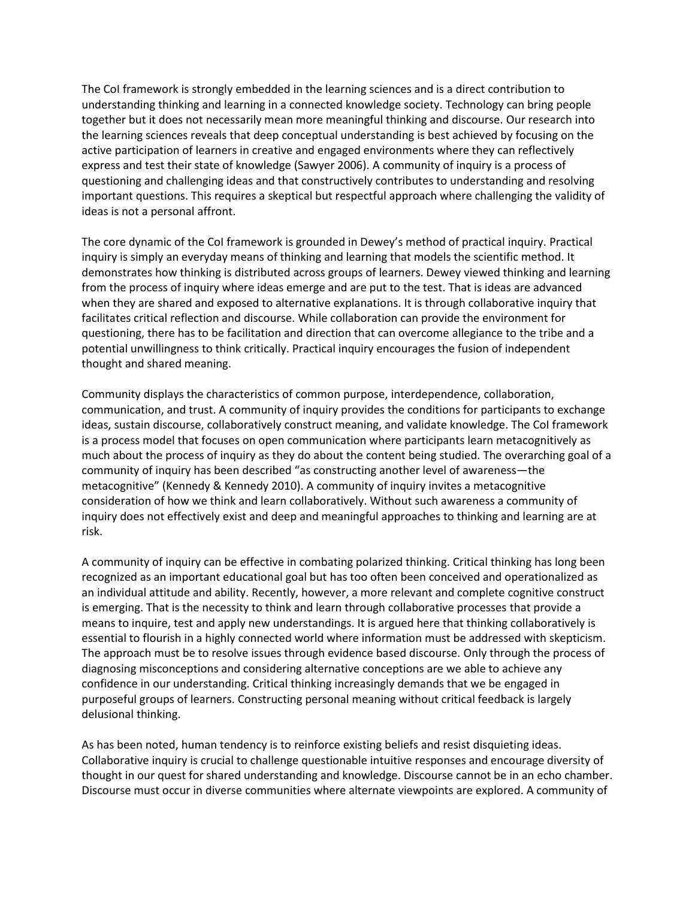The CoI framework is strongly embedded in the learning sciences and is a direct contribution to understanding thinking and learning in a connected knowledge society. Technology can bring people together but it does not necessarily mean more meaningful thinking and discourse. Our research into the learning sciences reveals that deep conceptual understanding is best achieved by focusing on the active participation of learners in creative and engaged environments where they can reflectively express and test their state of knowledge (Sawyer 2006). A community of inquiry is a process of questioning and challenging ideas and that constructively contributes to understanding and resolving important questions. This requires a skeptical but respectful approach where challenging the validity of ideas is not a personal affront.

The core dynamic of the CoI framework is grounded in Dewey's method of practical inquiry. Practical inquiry is simply an everyday means of thinking and learning that models the scientific method. It demonstrates how thinking is distributed across groups of learners. Dewey viewed thinking and learning from the process of inquiry where ideas emerge and are put to the test. That is ideas are advanced when they are shared and exposed to alternative explanations. It is through collaborative inquiry that facilitates critical reflection and discourse. While collaboration can provide the environment for questioning, there has to be facilitation and direction that can overcome allegiance to the tribe and a potential unwillingness to think critically. Practical inquiry encourages the fusion of independent thought and shared meaning.

Community displays the characteristics of common purpose, interdependence, collaboration, communication, and trust. A community of inquiry provides the conditions for participants to exchange ideas, sustain discourse, collaboratively construct meaning, and validate knowledge. The CoI framework is a process model that focuses on open communication where participants learn metacognitively as much about the process of inquiry as they do about the content being studied. The overarching goal of a community of inquiry has been described "as constructing another level of awareness—the metacognitive" (Kennedy & Kennedy 2010). A community of inquiry invites a metacognitive consideration of how we think and learn collaboratively. Without such awareness a community of inquiry does not effectively exist and deep and meaningful approaches to thinking and learning are at risk.

A community of inquiry can be effective in combating polarized thinking. Critical thinking has long been recognized as an important educational goal but has too often been conceived and operationalized as an individual attitude and ability. Recently, however, a more relevant and complete cognitive construct is emerging. That is the necessity to think and learn through collaborative processes that provide a means to inquire, test and apply new understandings. It is argued here that thinking collaboratively is essential to flourish in a highly connected world where information must be addressed with skepticism. The approach must be to resolve issues through evidence based discourse. Only through the process of diagnosing misconceptions and considering alternative conceptions are we able to achieve any confidence in our understanding. Critical thinking increasingly demands that we be engaged in purposeful groups of learners. Constructing personal meaning without critical feedback is largely delusional thinking.

As has been noted, human tendency is to reinforce existing beliefs and resist disquieting ideas. Collaborative inquiry is crucial to challenge questionable intuitive responses and encourage diversity of thought in our quest for shared understanding and knowledge. Discourse cannot be in an echo chamber. Discourse must occur in diverse communities where alternate viewpoints are explored. A community of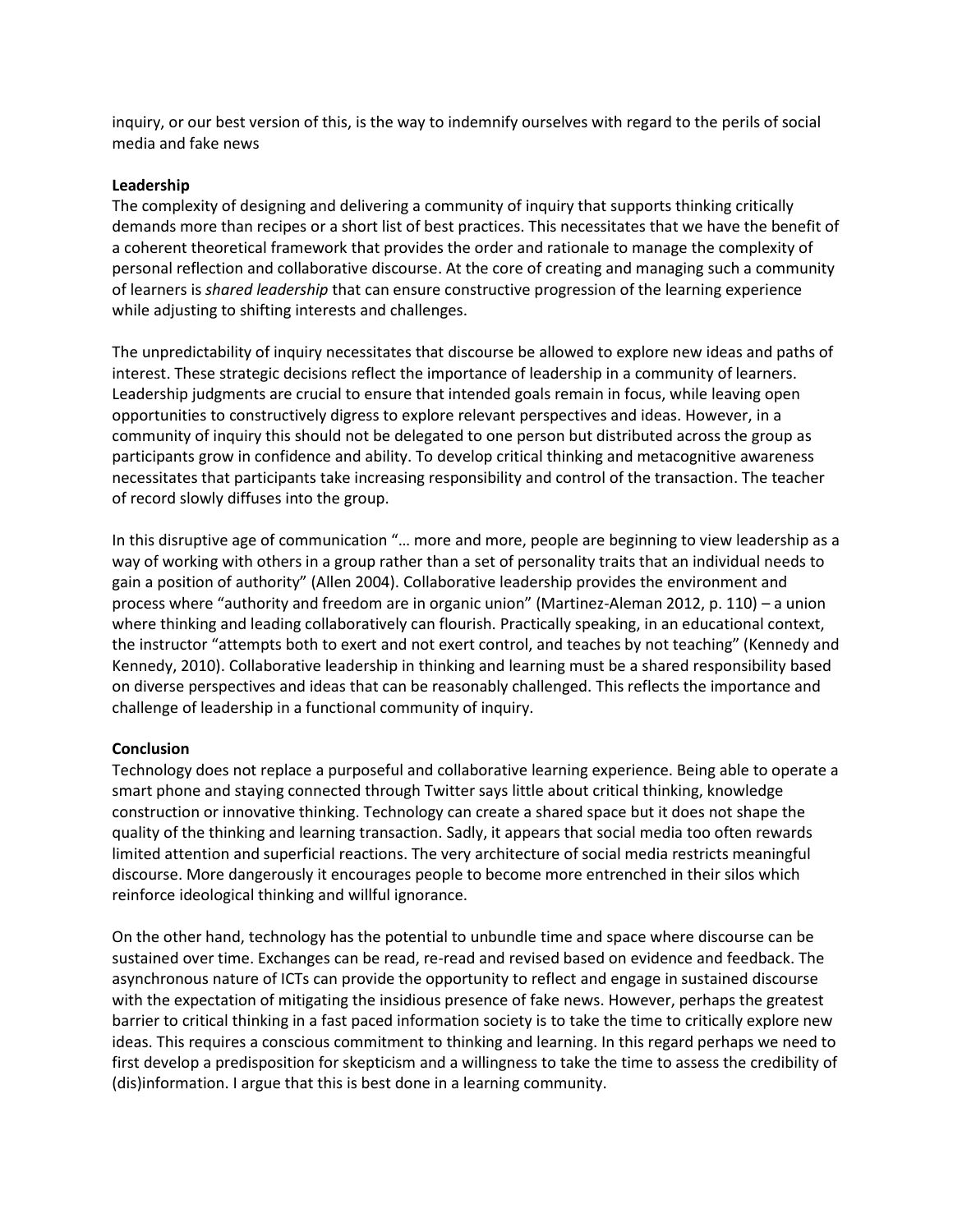inquiry, or our best version of this, is the way to indemnify ourselves with regard to the perils of social media and fake news

**Leadership**

The complexity of designing and delivering a community of inquiry that supports thinking critically demands more than recipes or a short list of best practices. This necessitates that we have the benefit of a coherent theoretical framework that provides the order and rationale to manage the complexity of personal reflection and collaborative discourse. At the core of creating and managing such a community of learners is *shared leadership* that can ensure constructive progression of the learning experience while adjusting to shifting interests and challenges.

The unpredictability of inquiry necessitates that discourse be allowed to explore new ideas and paths of interest. These strategic decisions reflect the importance of leadership in a community of learners. Leadership judgments are crucial to ensure that intended goals remain in focus, while leaving open opportunities to constructively digress to explore relevant perspectives and ideas. However, in a community of inquiry this should not be delegated to one person but distributed across the group as participants grow in confidence and ability. To develop critical thinking and metacognitive awareness necessitates that participants take increasing responsibility and control of the transaction. The teacher of record slowly diffuses into the group.

In this disruptive age of communication "… more and more, people are beginning to view leadership as a way of working with others in a group rather than a set of personality traits that an individual needs to gain a position of authority" (Allen 2004). Collaborative leadership provides the environment and process where "authority and freedom are in organic union" (Martinez-Aleman 2012, p. 110) – a union where thinking and leading collaboratively can flourish. Practically speaking, in an educational context, the instructor "attempts both to exert and not exert control, and teaches by not teaching" (Kennedy and Kennedy, 2010). Collaborative leadership in thinking and learning must be a shared responsibility based on diverse perspectives and ideas that can be reasonably challenged. This reflects the importance and challenge of leadership in a functional community of inquiry.

**Conclusion**

Technology does not replace a purposeful and collaborative learning experience. Being able to operate a smart phone and staying connected through Twitter says little about critical thinking, knowledge construction or innovative thinking. Technology can create a shared space but it does not shape the quality of the thinking and learning transaction. Sadly, it appears that social media too often rewards limited attention and superficial reactions. The very architecture of social media restricts meaningful discourse. More dangerously it encourages people to become more entrenched in their silos which reinforce ideological thinking and willful ignorance.

On the other hand, technology has the potential to unbundle time and space where discourse can be sustained over time. Exchanges can be read, re-read and revised based on evidence and feedback. The asynchronous nature of ICTs can provide the opportunity to reflect and engage in sustained discourse with the expectation of mitigating the insidious presence of fake news. However, perhaps the greatest barrier to critical thinking in a fast paced information society is to take the time to critically explore new ideas. This requires a conscious commitment to thinking and learning. In this regard perhaps we need to first develop a predisposition for skepticism and a willingness to take the time to assess the credibility of (dis)information. I argue that this is best done in a learning community.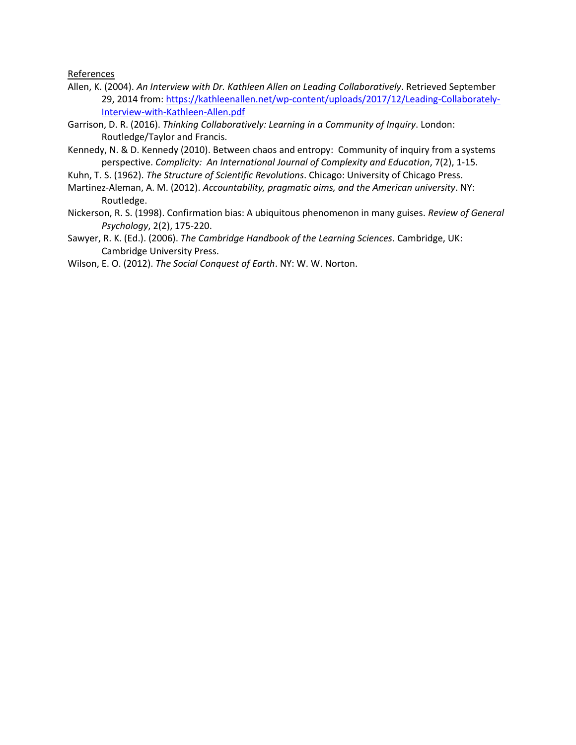References

Allen, K. (2004). *An Interview with Dr. Kathleen Allen on Leading Collaboratively*. Retrieved September 29, 2014 from: [https://kathleenallen.net/wp-content/uploads/2017/12/Leading-Collaboratively-Interview-with-Kathleen-Allen.pdf](https://kathleenallen.net/wp-content/uploads/2017/12/Leading-Collaboratively-Interview-with-Kathleen-Allen.pdf)

Garrison, D. R. (2016). *Thinking Collaboratively: Learning in a Community of Inquiry*. London: Routledge/Taylor and Francis.

Kennedy, N. & D. Kennedy (2010). Between chaos and entropy: Community of inquiry from a systems perspective. *Complicity: An International Journal of Complexity and Education*, 7(2), 1-15.

Kuhn, T. S. (1962). *The Structure of Scientific Revolutions*. Chicago: University of Chicago Press.

Martinez-Aleman, A. M. (2012). *Accountability, pragmatic aims, and the American university*. NY: Routledge.

Nickerson, R. S. (1998). Confirmation bias: A ubiquitous phenomenon in many guises. *Review of General Psychology*, 2(2), 175-220.

Sawyer, R. K. (Ed.). (2006). *The Cambridge Handbook of the Learning Sciences*. Cambridge, UK: Cambridge University Press.

Wilson, E. O. (2012). *The Social Conquest of Earth*. NY: W. W. Norton.